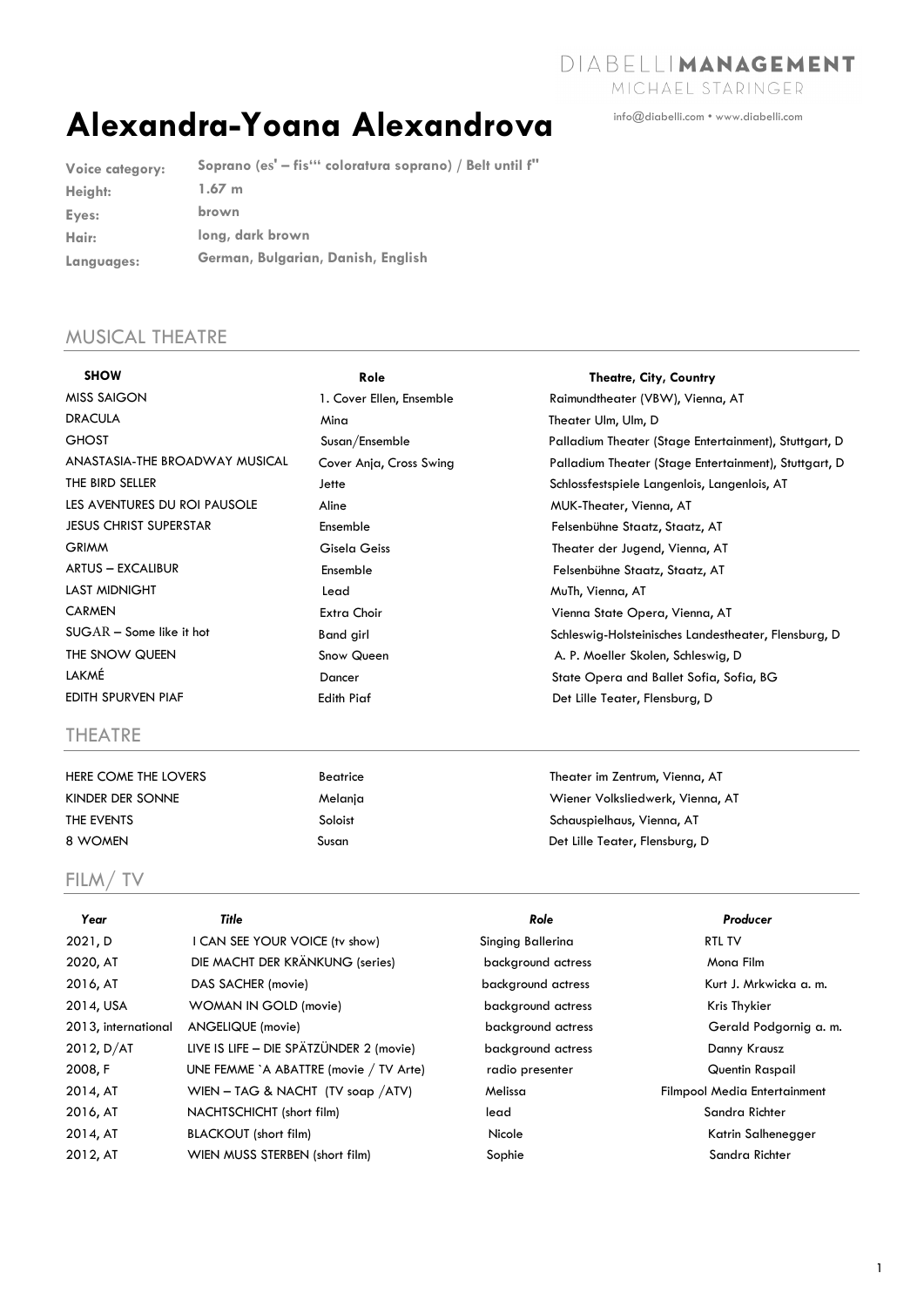DIABELLI**MANAGEMENT**
MICHAEL STARINGER

info@diabelli.com • www.diabelli.com

# Alexandra-Yoana Alexandrova

| | |
|---|---|
| **Voice category:** | **Soprano (es' – fis''' coloratura soprano) / Belt until f''** |
| **Height:** | **1.67 m** |
| **Eyes:** | **brown** |
| **Hair:** | **long, dark brown** |
| **Languages:** | **German, Bulgarian, Danish, English** |

## MUSICAL THEATRE

| SHOW | Role | Theatre, City, Country |
|---|---|---|
| MISS SAIGON | 1. Cover Ellen, Ensemble | Raimundtheater (VBW), Vienna, AT |
| DRACULA | Mina | Theater Ulm, Ulm, D |
| GHOST | Susan/Ensemble | Palladium Theater (Stage Entertainment), Stuttgart, D |
| ANASTASIA-THE BROADWAY MUSICAL | Cover Anja, Cross Swing | Palladium Theater (Stage Entertainment), Stuttgart, D |
| THE BIRD SELLER | Jette | Schlossfestspiele Langenlois, Langenlois, AT |
| LES AVENTURES DU ROI PAUSOLE | Aline | MUK-Theater, Vienna, AT |
| JESUS CHRIST SUPERSTAR | Ensemble | Felsenbühne Staatz, Staatz, AT |
| GRIMM | Gisela Geiss | Theater der Jugend, Vienna, AT |
| ARTUS – EXCALIBUR | Ensemble | Felsenbühne Staatz, Staatz, AT |
| LAST MIDNIGHT | Lead | MuTh, Vienna, AT |
| CARMEN | Extra Choir | Vienna State Opera, Vienna, AT |
| SUGAR – Some like it hot | Band girl | Schleswig-Holsteinisches Landestheater, Flensburg, D |
| THE SNOW QUEEN | Snow Queen | A. P. Moeller Skolen, Schleswig, D |
| LAKMÉ | Dancer | State Opera and Ballet Sofia, Sofia, BG |
| EDITH SPURVEN PIAF | Edith Piaf | Det Lille Teater, Flensburg, D |

## THEATRE

| | | |
|---|---|---|
| HERE COME THE LOVERS | Beatrice | Theater im Zentrum, Vienna, AT |
| KINDER DER SONNE | Melanja | Wiener Volksliedwerk, Vienna, AT |
| THE EVENTS | Soloist | Schauspielhaus, Vienna, AT |
| 8 WOMEN | Susan | Det Lille Teater, Flensburg, D |

## FILM/ TV

| *Year* | *Title* | *Role* | *Producer* |
|---|---|---|---|
| 2021, D | I CAN SEE YOUR VOICE (tv show) | Singing Ballerina | RTL TV |
| 2020, AT | DIE MACHT DER KRÄNKUNG (series) | background actress | Mona Film |
| 2016, AT | DAS SACHER (movie) | background actress | Kurt J. Mrkwicka a. m. |
| 2014, USA | WOMAN IN GOLD (movie) | background actress | Kris Thykier |
| 2013, international | ANGELIQUE (movie) | background actress | Gerald Podgornig a. m. |
| 2012, D/AT | LIVE IS LIFE – DIE SPÄTZÜNDER 2 (movie) | background actress | Danny Krausz |
| 2008, F | UNE FEMME `A ABATTRE (movie / TV Arte) | radio presenter | Quentin Raspail |
| 2014, AT | WIEN – TAG & NACHT (TV soap /ATV) | Melissa | Filmpool Media Entertainment |
| 2016, AT | NACHTSCHICHT (short film) | lead | Sandra Richter |
| 2014, AT | BLACKOUT (short film) | Nicole | Katrin Salhenegger |
| 2012, AT | WIEN MUSS STERBEN (short film) | Sophie | Sandra Richter |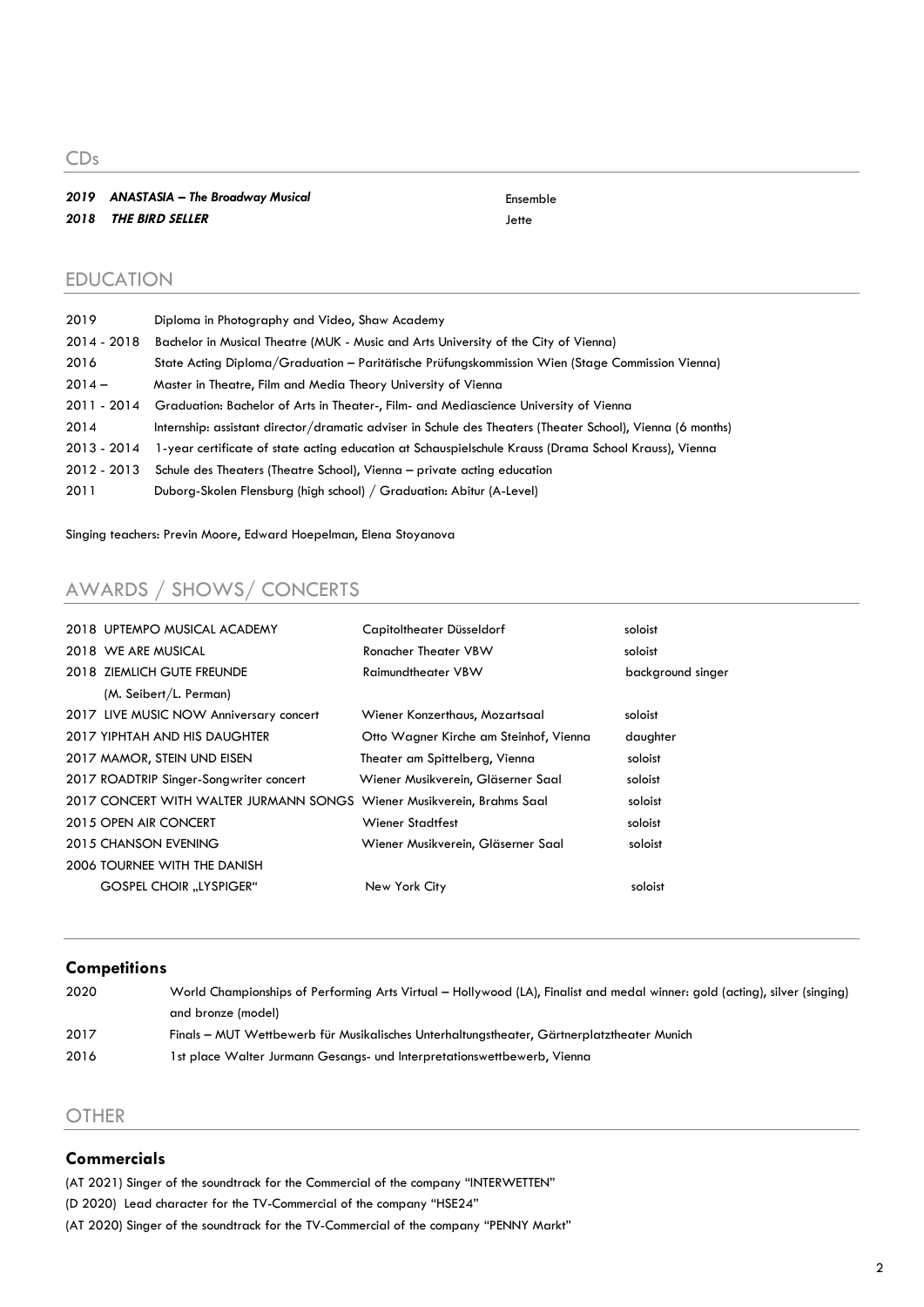## CDs

| | | |
|---|---|---|
| ***2019*** | ***ANASTASIA – The Broadway Musical*** | Ensemble |
| ***2018*** | ***THE BIRD SELLER*** | Jette |

## EDUCATION

| | |
|---|---|
| 2019 | Diploma in Photography and Video, Shaw Academy |
| 2014 - 2018 | Bachelor in Musical Theatre (MUK - Music and Arts University of the City of Vienna) |
| 2016 | State Acting Diploma/Graduation – Paritätische Prüfungskommission Wien (Stage Commission Vienna) |
| 2014 – | Master in Theatre, Film and Media Theory University of Vienna |
| 2011 - 2014 | Graduation: Bachelor of Arts in Theater-, Film- and Mediascience University of Vienna |
| 2014 | Internship: assistant director/dramatic adviser in Schule des Theaters (Theater School), Vienna (6 months) |
| 2013 - 2014 | 1-year certificate of state acting education at Schauspielschule Krauss (Drama School Krauss), Vienna |
| 2012 - 2013 | Schule des Theaters (Theatre School), Vienna – private acting education |
| 2011 | Duborg-Skolen Flensburg (high school) / Graduation: Abitur (A-Level) |

Singing teachers: Previn Moore, Edward Hoepelman, Elena Stoyanova

## AWARDS / SHOWS/ CONCERTS

| | | |
|---|---|---|
| 2018 UPTEMPO MUSICAL ACADEMY | Capitoltheater Düsseldorf | soloist |
| 2018 WE ARE MUSICAL | Ronacher Theater VBW | soloist |
| 2018 ZIEMLICH GUTE FREUNDE (M. Seibert/L. Perman) | Raimundtheater VBW | background singer |
| 2017 LIVE MUSIC NOW Anniversary concert | Wiener Konzerthaus, Mozartsaal | soloist |
| 2017 YIPHTAH AND HIS DAUGHTER | Otto Wagner Kirche am Steinhof, Vienna | daughter |
| 2017 MAMOR, STEIN UND EISEN | Theater am Spittelberg, Vienna | soloist |
| 2017 ROADTRIP Singer-Songwriter concert | Wiener Musikverein, Gläserner Saal | soloist |
| 2017 CONCERT WITH WALTER JURMANN SONGS | Wiener Musikverein, Brahms Saal | soloist |
| 2015 OPEN AIR CONCERT | Wiener Stadtfest | soloist |
| 2015 CHANSON EVENING | Wiener Musikverein, Gläserner Saal | soloist |
| 2006 TOURNEE WITH THE DANISH GOSPEL CHOIR „LYSPIGER“ | New York City | soloist |

### Competitions

| | |
|---|---|
| 2020 | World Championships of Performing Arts Virtual – Hollywood (LA), Finalist and medal winner: gold (acting), silver (singing) and bronze (model) |
| 2017 | Finals – MUT Wettbewerb für Musikalisches Unterhaltungstheater, Gärtnerplatztheater Munich |
| 2016 | 1st place Walter Jurmann Gesangs- und Interpretationswettbewerb, Vienna |

## OTHER

### Commercials

(AT 2021) Singer of the soundtrack for the Commercial of the company "INTERWETTEN"

(D 2020) Lead character for the TV-Commercial of the company "HSE24"

(AT 2020) Singer of the soundtrack for the TV-Commercial of the company "PENNY Markt"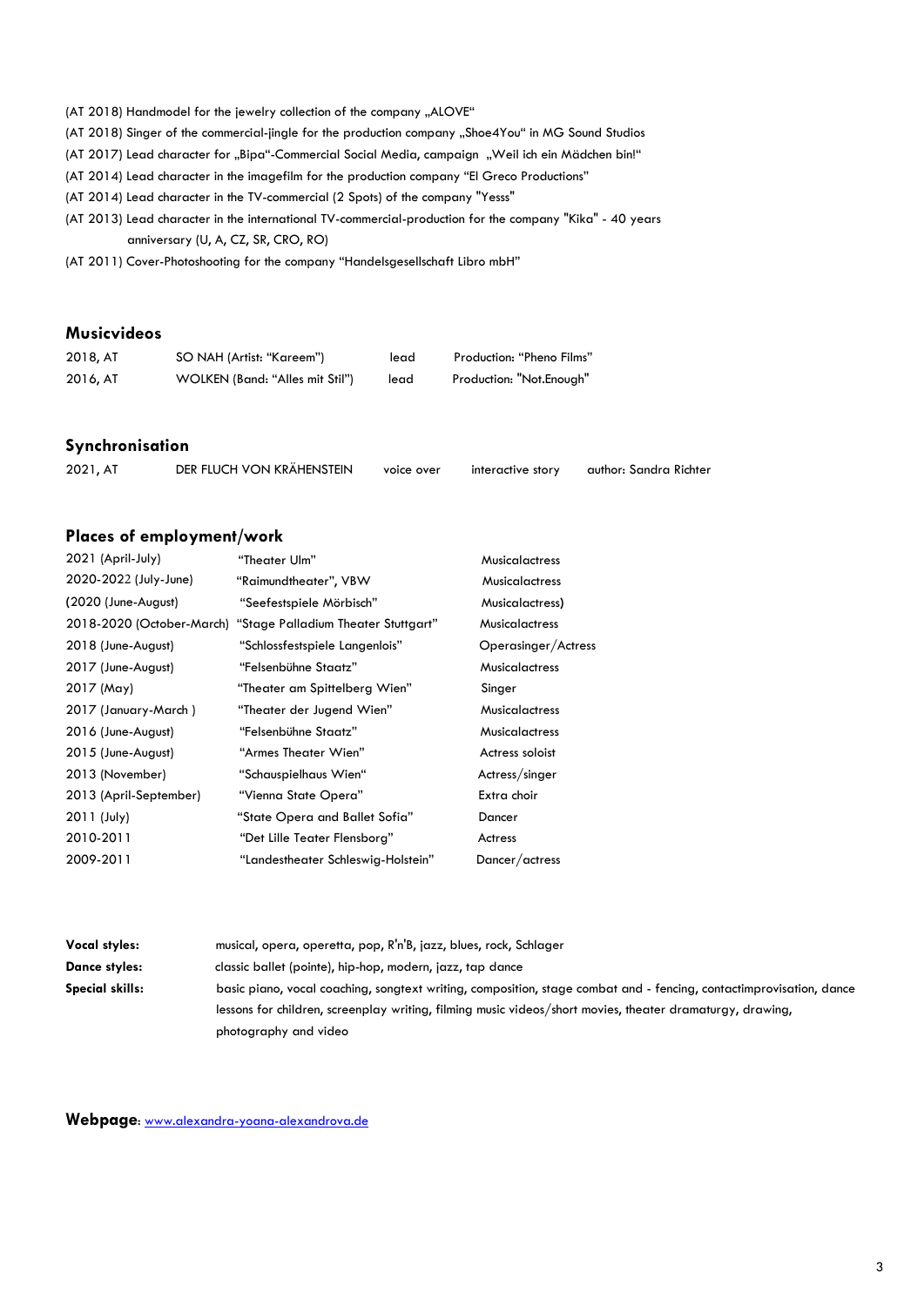(AT 2018) Handmodel for the jewelry collection of the company „ALOVE“

(AT 2018) Singer of the commercial-jingle for the production company „Shoe4You“ in MG Sound Studios

(AT 2017) Lead character for „Bipa“-Commercial Social Media, campaign „Weil ich ein Mädchen bin!“

(AT 2014) Lead character in the imagefilm for the production company “El Greco Productions”

(AT 2014) Lead character in the TV-commercial (2 Spots) of the company "Yesss"

(AT 2013) Lead character in the international TV-commercial-production for the company "Kika" - 40 years anniversary (U, A, CZ, SR, CRO, RO)

(AT 2011) Cover-Photoshooting for the company “Handelsgesellschaft Libro mbH”

## Musicvideos

| | | | |
|---|---|---|---|
| 2018, AT | SO NAH (Artist: “Kareem”) | lead | Production: “Pheno Films” |
| 2016, AT | WOLKEN (Band: “Alles mit Stil”) | lead | Production: "Not.Enough" |

## Synchronisation

| | | | | |
|---|---|---|---|---|
| 2021, AT | DER FLUCH VON KRÄHENSTEIN | voice over | interactive story | author: Sandra Richter |

## Places of employment/work

| | | |
|---|---|---|
| 2021 (April-July) | “Theater Ulm” | Musicalactress |
| 2020-2022 (July-June) | “Raimundtheater”, VBW | Musicalactress |
| (2020 (June-August) | “Seefestspiele Mörbisch” | Musicalactress) |
| 2018-2020 (October-March) | “Stage Palladium Theater Stuttgart” | Musicalactress |
| 2018 (June-August) | “Schlossfestspiele Langenlois” | Operasinger/Actress |
| 2017 (June-August) | “Felsenbühne Staatz” | Musicalactress |
| 2017 (May) | “Theater am Spittelberg Wien” | Singer |
| 2017 (January-March ) | “Theater der Jugend Wien” | Musicalactress |
| 2016 (June-August) | “Felsenbühne Staatz” | Musicalactress |
| 2015 (June-August) | “Armes Theater Wien” | Actress soloist |
| 2013 (November) | “Schauspielhaus Wien“ | Actress/singer |
| 2013 (April-September) | “Vienna State Opera” | Extra choir |
| 2011 (July) | “State Opera and Ballet Sofia” | Dancer |
| 2010-2011 | “Det Lille Teater Flensborg” | Actress |
| 2009-2011 | “Landestheater Schleswig-Holstein” | Dancer/actress |

| | |
|---|---|
| **Vocal styles:** | musical, opera, operetta, pop, R'n'B, jazz, blues, rock, Schlager |
| **Dance styles:** | classic ballet (pointe), hip-hop, modern, jazz, tap dance |
| **Special skills:** | basic piano, vocal coaching, songtext writing, composition, stage combat and - fencing, contactimprovisation, dance lessons for children, screenplay writing, filming music videos/short movies, theater dramaturgy, drawing, photography and video |

**Webpage**: www.alexandra-yoana-alexandrova.de